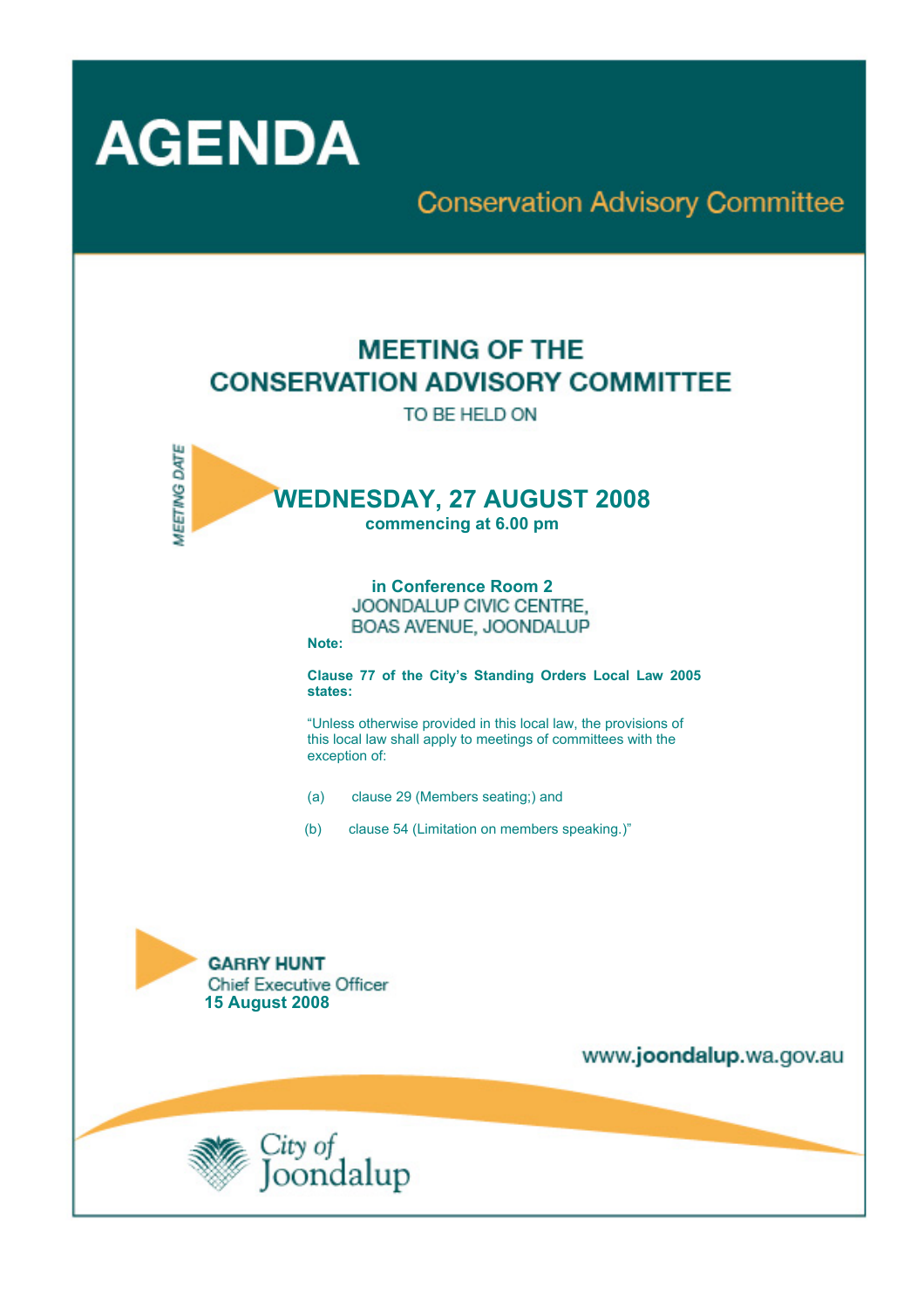# AGENDA

## Conservation Advisory Committee

# MEETING OF THE CONSERVATION ADVISORY COMMITTEE

TO BE HELD ON

*MEETING DATE*

## WEDNESDAY, 27 AUGUST 2008

**commencing at 6.00 pm**

**in Conference Room 2**
JOONDALUP CIVIC CENTRE,
BOAS AVENUE, JOONDALUP

**Note:**

**Clause 77 of the City's Standing Orders Local Law 2005 states:**

"Unless otherwise provided in this local law, the provisions of this local law shall apply to meetings of committees with the exception of:

(a) clause 29 (Members seating;) and

(b) clause 54 (Limitation on members speaking.)"

**GARRY HUNT**
Chief Executive Officer
**15 August 2008**

www.**joondalup**.wa.gov.au

City of Joondalup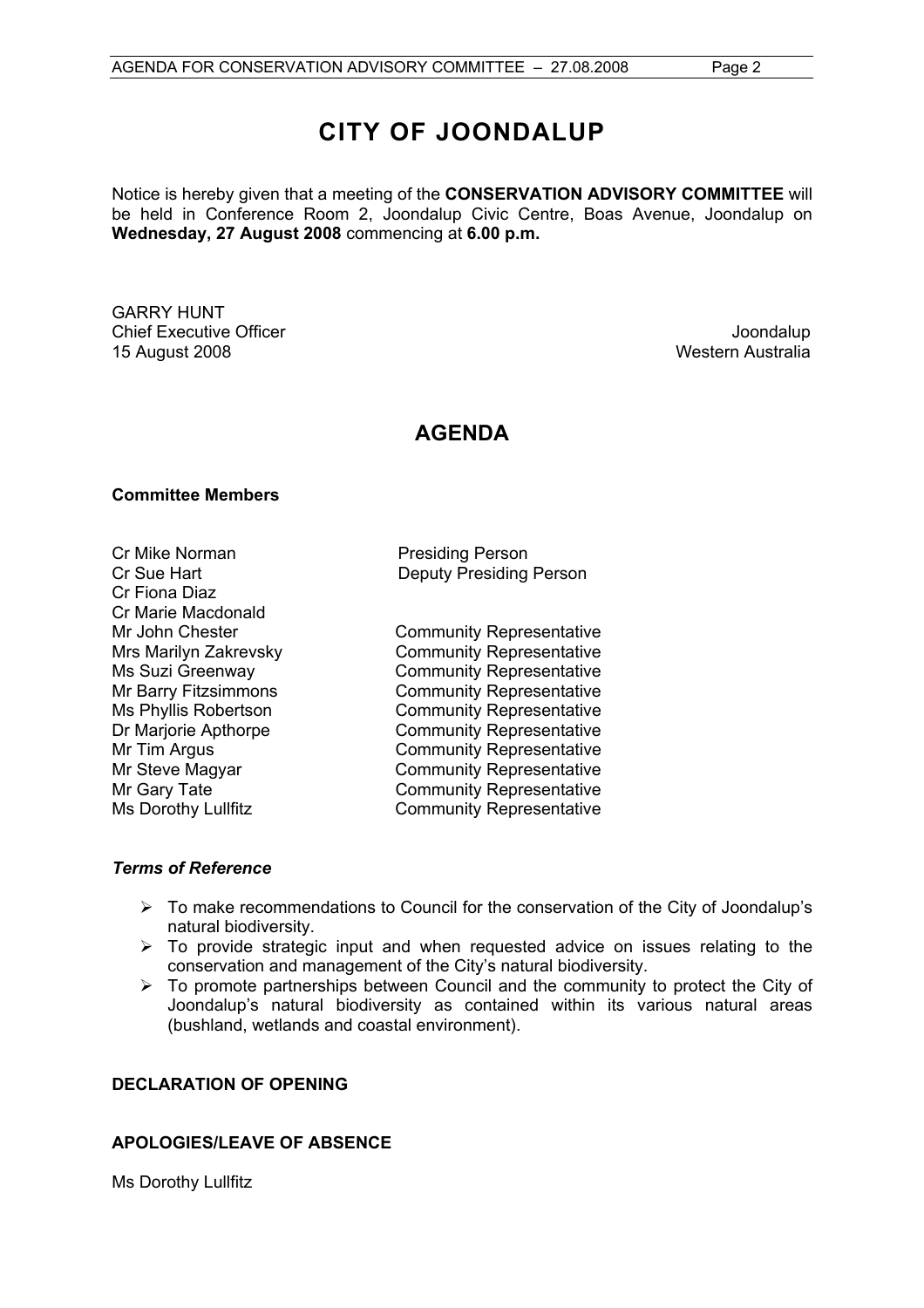# CITY OF JOONDALUP

Notice is hereby given that a meeting of the **CONSERVATION ADVISORY COMMITTEE** will be held in Conference Room 2, Joondalup Civic Centre, Boas Avenue, Joondalup on **Wednesday, 27 August 2008** commencing at **6.00 p.m.**

GARRY HUNT
Chief Executive Officer
15 August 2008

Joondalup
Western Australia

## AGENDA

### Committee Members

| | |
|---|---|
| Cr Mike Norman | Presiding Person |
| Cr Sue Hart | Deputy Presiding Person |
| Cr Fiona Diaz | |
| Cr Marie Macdonald | |
| Mr John Chester | Community Representative |
| Mrs Marilyn Zakrevsky | Community Representative |
| Ms Suzi Greenway | Community Representative |
| Mr Barry Fitzsimmons | Community Representative |
| Ms Phyllis Robertson | Community Representative |
| Dr Marjorie Apthorpe | Community Representative |
| Mr Tim Argus | Community Representative |
| Mr Steve Magyar | Community Representative |
| Mr Gary Tate | Community Representative |
| Ms Dorothy Lullfitz | Community Representative |

***Terms of Reference***

- To make recommendations to Council for the conservation of the City of Joondalup's natural biodiversity.
- To provide strategic input and when requested advice on issues relating to the conservation and management of the City's natural biodiversity.
- To promote partnerships between Council and the community to protect the City of Joondalup's natural biodiversity as contained within its various natural areas (bushland, wetlands and coastal environment).

### DECLARATION OF OPENING

### APOLOGIES/LEAVE OF ABSENCE

Ms Dorothy Lullfitz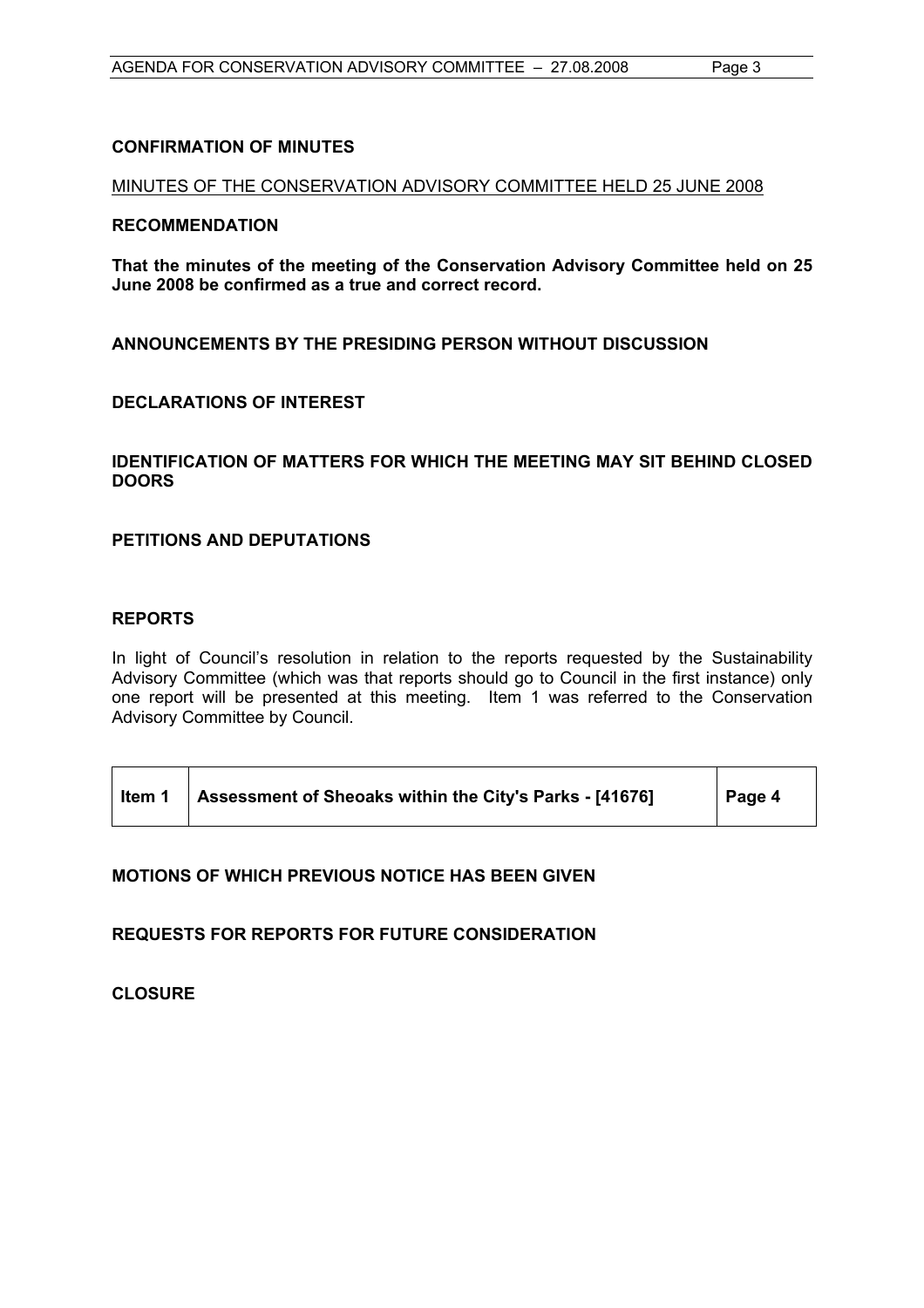## CONFIRMATION OF MINUTES

MINUTES OF THE CONSERVATION ADVISORY COMMITTEE HELD 25 JUNE 2008

**RECOMMENDATION**

**That the minutes of the meeting of the Conservation Advisory Committee held on 25 June 2008 be confirmed as a true and correct record.**

## ANNOUNCEMENTS BY THE PRESIDING PERSON WITHOUT DISCUSSION

## DECLARATIONS OF INTEREST

## IDENTIFICATION OF MATTERS FOR WHICH THE MEETING MAY SIT BEHIND CLOSED DOORS

## PETITIONS AND DEPUTATIONS

## REPORTS

In light of Council's resolution in relation to the reports requested by the Sustainability Advisory Committee (which was that reports should go to Council in the first instance) only one report will be presented at this meeting. Item 1 was referred to the Conservation Advisory Committee by Council.

| Item 1 | Assessment of Sheoaks within the City's Parks - [41676] | Page 4 |
|---|---|---|

## MOTIONS OF WHICH PREVIOUS NOTICE HAS BEEN GIVEN

## REQUESTS FOR REPORTS FOR FUTURE CONSIDERATION

## CLOSURE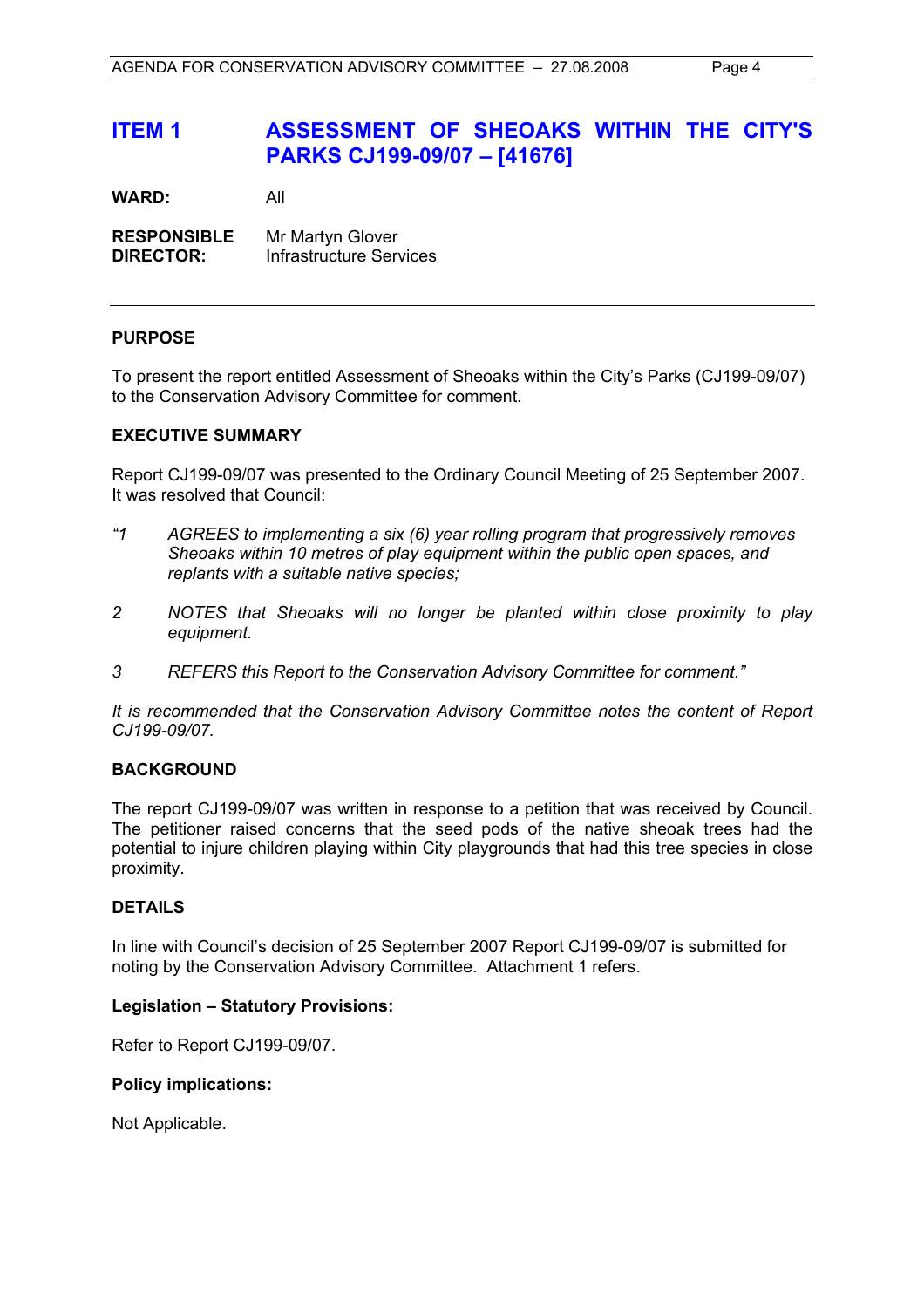# ITEM 1 ASSESSMENT OF SHEOAKS WITHIN THE CITY'S PARKS CJ199-09/07 – [41676]

**WARD:** All

**RESPONSIBLE DIRECTOR:** Mr Martyn Glover
Infrastructure Services

## PURPOSE

To present the report entitled Assessment of Sheoaks within the City's Parks (CJ199-09/07) to the Conservation Advisory Committee for comment.

## EXECUTIVE SUMMARY

Report CJ199-09/07 was presented to the Ordinary Council Meeting of 25 September 2007. It was resolved that Council:

*"1 AGREES to implementing a six (6) year rolling program that progressively removes Sheoaks within 10 metres of play equipment within the public open spaces, and replants with a suitable native species;*

*2 NOTES that Sheoaks will no longer be planted within close proximity to play equipment.*

*3 REFERS this Report to the Conservation Advisory Committee for comment."*

*It is recommended that the Conservation Advisory Committee notes the content of Report CJ199-09/07.*

## BACKGROUND

The report CJ199-09/07 was written in response to a petition that was received by Council. The petitioner raised concerns that the seed pods of the native sheoak trees had the potential to injure children playing within City playgrounds that had this tree species in close proximity.

## DETAILS

In line with Council's decision of 25 September 2007 Report CJ199-09/07 is submitted for noting by the Conservation Advisory Committee. Attachment 1 refers.

### Legislation – Statutory Provisions:

Refer to Report CJ199-09/07.

### Policy implications:

Not Applicable.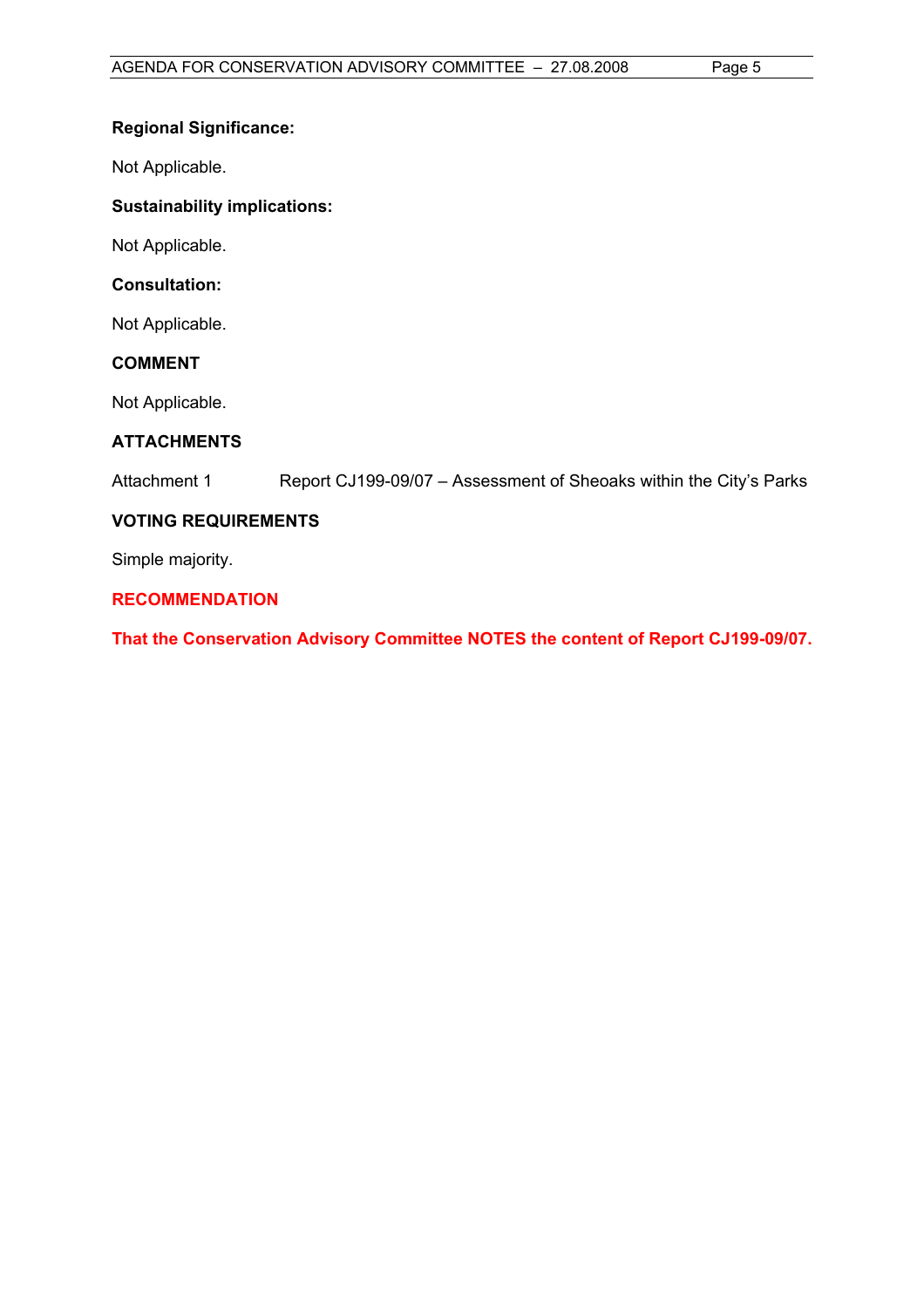**Regional Significance:**

Not Applicable.

**Sustainability implications:**

Not Applicable.

**Consultation:**

Not Applicable.

**COMMENT**

Not Applicable.

**ATTACHMENTS**

Attachment 1 Report CJ199-09/07 – Assessment of Sheoaks within the City's Parks

**VOTING REQUIREMENTS**

Simple majority.

**RECOMMENDATION**

**That the Conservation Advisory Committee NOTES the content of Report CJ199-09/07.**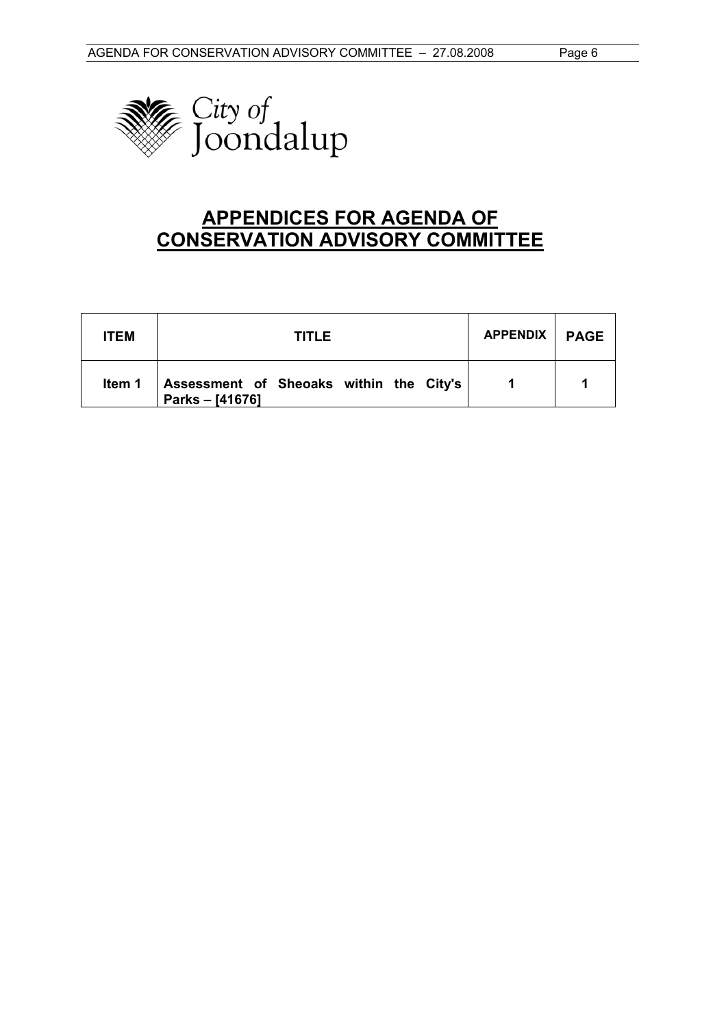City of Joondalup

# APPENDICES FOR AGENDA OF CONSERVATION ADVISORY COMMITTEE

| ITEM | TITLE | APPENDIX | PAGE |
|---|---|---|---|
| Item 1 | Assessment of Sheoaks within the City's Parks – [41676] | 1 | 1 |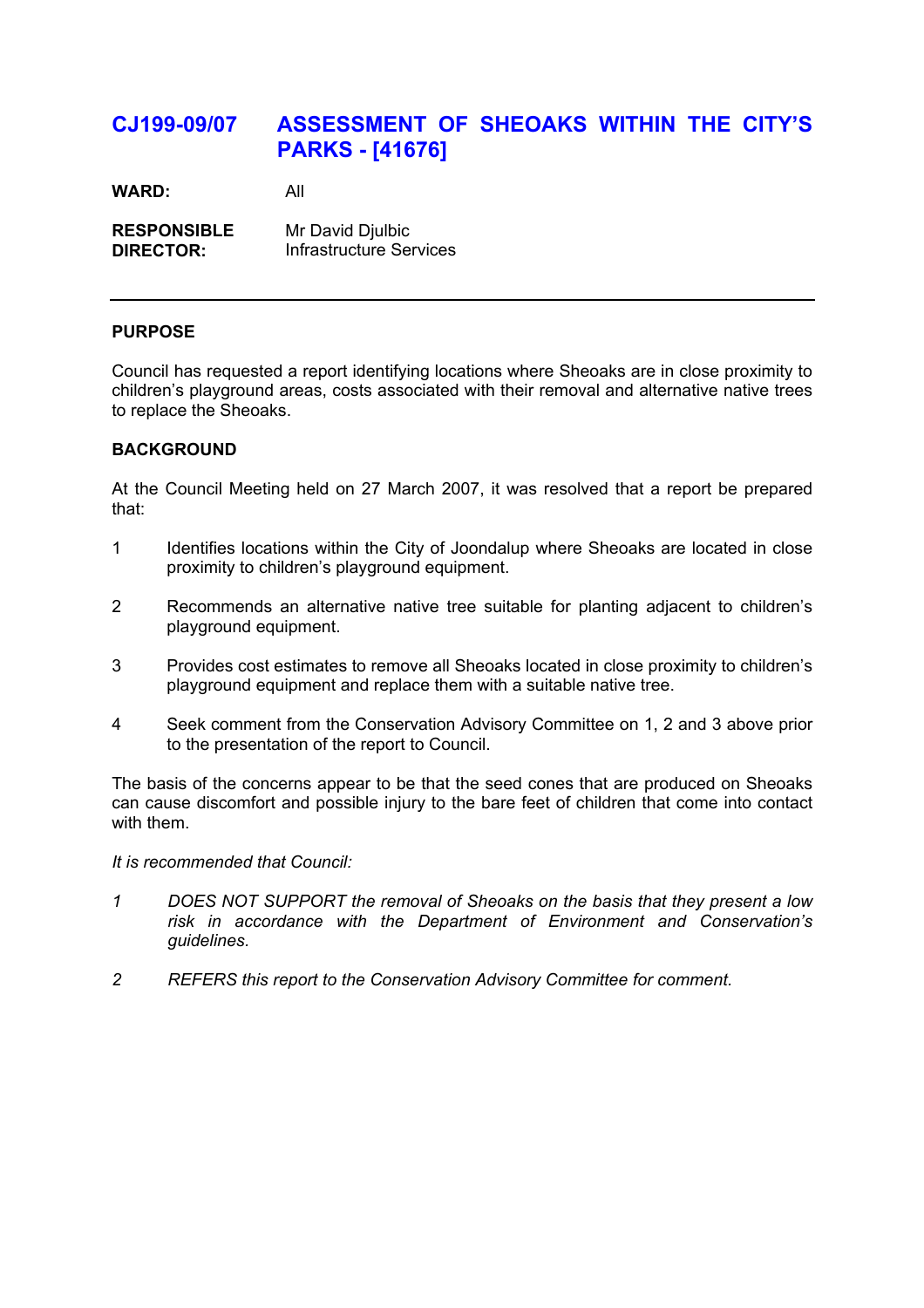## CJ199-09/07 ASSESSMENT OF SHEOAKS WITHIN THE CITY'S PARKS - [41676]

**WARD:** All

**RESPONSIBLE DIRECTOR:** Mr David Djulbic
Infrastructure Services

---

### PURPOSE

Council has requested a report identifying locations where Sheoaks are in close proximity to children's playground areas, costs associated with their removal and alternative native trees to replace the Sheoaks.

### BACKGROUND

At the Council Meeting held on 27 March 2007, it was resolved that a report be prepared that:

1. Identifies locations within the City of Joondalup where Sheoaks are located in close proximity to children's playground equipment.
2. Recommends an alternative native tree suitable for planting adjacent to children's playground equipment.
3. Provides cost estimates to remove all Sheoaks located in close proximity to children's playground equipment and replace them with a suitable native tree.
4. Seek comment from the Conservation Advisory Committee on 1, 2 and 3 above prior to the presentation of the report to Council.

The basis of the concerns appear to be that the seed cones that are produced on Sheoaks can cause discomfort and possible injury to the bare feet of children that come into contact with them.

*It is recommended that Council:*

1. *DOES NOT SUPPORT the removal of Sheoaks on the basis that they present a low risk in accordance with the Department of Environment and Conservation's guidelines.*
2. *REFERS this report to the Conservation Advisory Committee for comment.*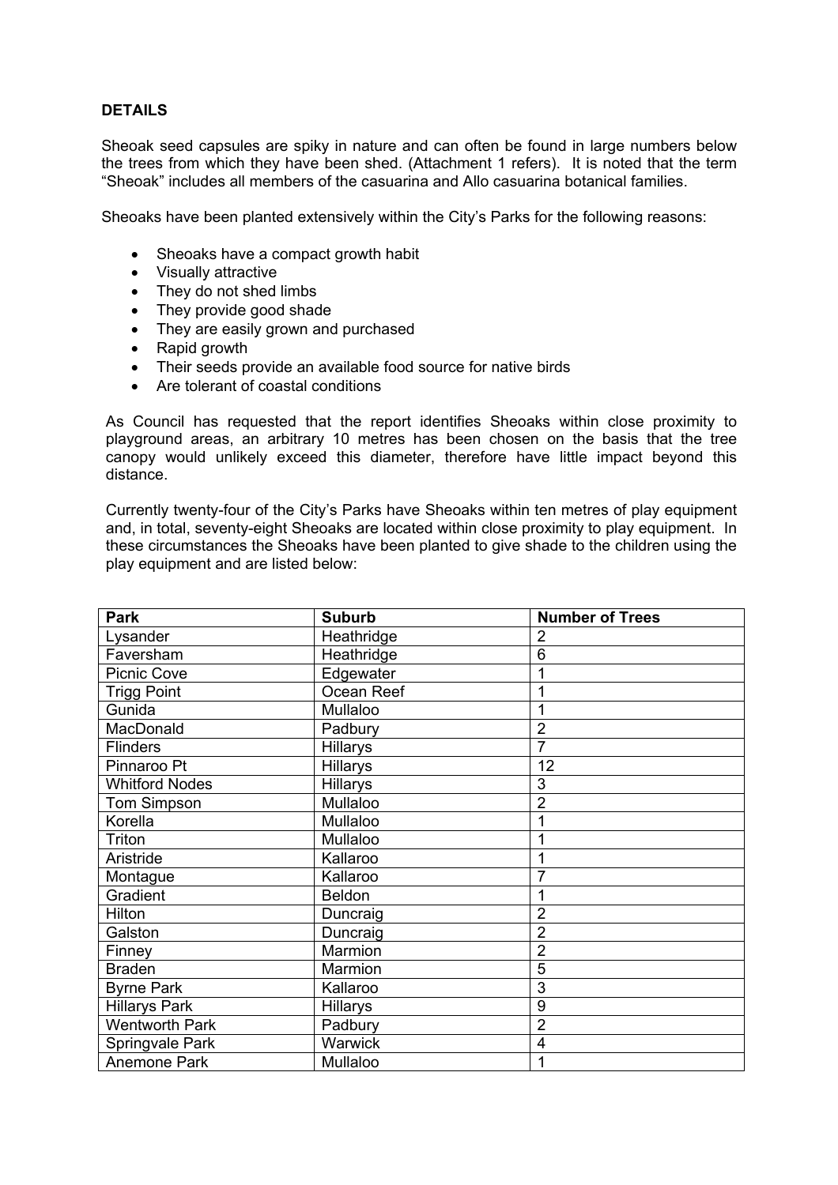**DETAILS**

Sheoak seed capsules are spiky in nature and can often be found in large numbers below the trees from which they have been shed. (Attachment 1 refers). It is noted that the term "Sheoak" includes all members of the casuarina and Allo casuarina botanical families.

Sheoaks have been planted extensively within the City's Parks for the following reasons:

- Sheoaks have a compact growth habit
- Visually attractive
- They do not shed limbs
- They provide good shade
- They are easily grown and purchased
- Rapid growth
- Their seeds provide an available food source for native birds
- Are tolerant of coastal conditions

As Council has requested that the report identifies Sheoaks within close proximity to playground areas, an arbitrary 10 metres has been chosen on the basis that the tree canopy would unlikely exceed this diameter, therefore have little impact beyond this distance.

Currently twenty-four of the City's Parks have Sheoaks within ten metres of play equipment and, in total, seventy-eight Sheoaks are located within close proximity to play equipment. In these circumstances the Sheoaks have been planted to give shade to the children using the play equipment and are listed below:

| Park | Suburb | Number of Trees |
|---|---|---|
| Lysander | Heathridge | 2 |
| Faversham | Heathridge | 6 |
| Picnic Cove | Edgewater | 1 |
| Trigg Point | Ocean Reef | 1 |
| Gunida | Mullaloo | 1 |
| MacDonald | Padbury | 2 |
| Flinders | Hillarys | 7 |
| Pinnaroo Pt | Hillarys | 12 |
| Whitford Nodes | Hillarys | 3 |
| Tom Simpson | Mullaloo | 2 |
| Korella | Mullaloo | 1 |
| Triton | Mullaloo | 1 |
| Aristride | Kallaroo | 1 |
| Montague | Kallaroo | 7 |
| Gradient | Beldon | 1 |
| Hilton | Duncraig | 2 |
| Galston | Duncraig | 2 |
| Finney | Marmion | 2 |
| Braden | Marmion | 5 |
| Byrne Park | Kallaroo | 3 |
| Hillarys Park | Hillarys | 9 |
| Wentworth Park | Padbury | 2 |
| Springvale Park | Warwick | 4 |
| Anemone Park | Mullaloo | 1 |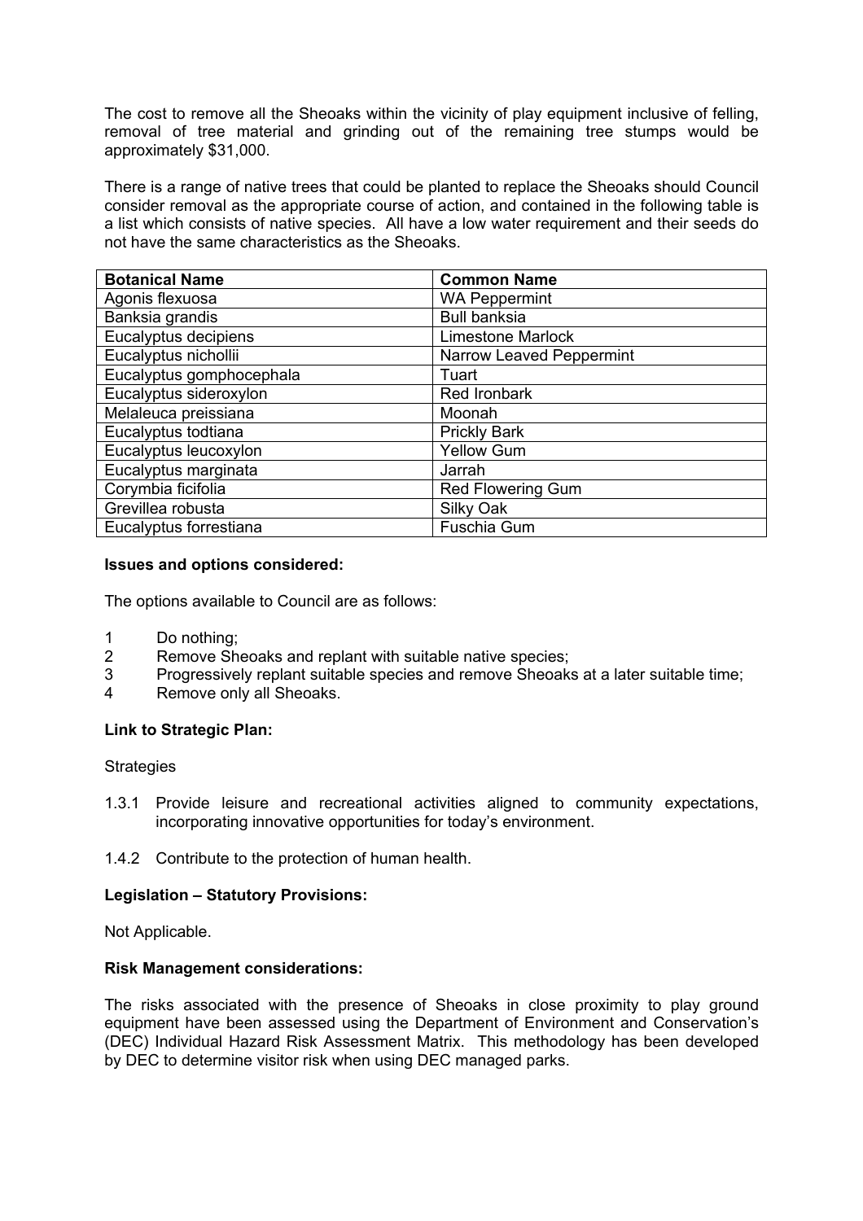The cost to remove all the Sheoaks within the vicinity of play equipment inclusive of felling, removal of tree material and grinding out of the remaining tree stumps would be approximately $31,000.

There is a range of native trees that could be planted to replace the Sheoaks should Council consider removal as the appropriate course of action, and contained in the following table is a list which consists of native species. All have a low water requirement and their seeds do not have the same characteristics as the Sheoaks.

| Botanical Name | Common Name |
|---|---|
| Agonis flexuosa | WA Peppermint |
| Banksia grandis | Bull banksia |
| Eucalyptus decipiens | Limestone Marlock |
| Eucalyptus nichollii | Narrow Leaved Peppermint |
| Eucalyptus gomphocephala | Tuart |
| Eucalyptus sideroxylon | Red Ironbark |
| Melaleuca preissiana | Moonah |
| Eucalyptus todtiana | Prickly Bark |
| Eucalyptus leucoxylon | Yellow Gum |
| Eucalyptus marginata | Jarrah |
| Corymbia ficifolia | Red Flowering Gum |
| Grevillea robusta | Silky Oak |
| Eucalyptus forrestiana | Fuschia Gum |

**Issues and options considered:**

The options available to Council are as follows:

1. Do nothing;
2. Remove Sheoaks and replant with suitable native species;
3. Progressively replant suitable species and remove Sheoaks at a later suitable time;
4. Remove only all Sheoaks.

**Link to Strategic Plan:**

Strategies

1.3.1 Provide leisure and recreational activities aligned to community expectations, incorporating innovative opportunities for today's environment.

1.4.2 Contribute to the protection of human health.

**Legislation – Statutory Provisions:**

Not Applicable.

**Risk Management considerations:**

The risks associated with the presence of Sheoaks in close proximity to play ground equipment have been assessed using the Department of Environment and Conservation's (DEC) Individual Hazard Risk Assessment Matrix. This methodology has been developed by DEC to determine visitor risk when using DEC managed parks.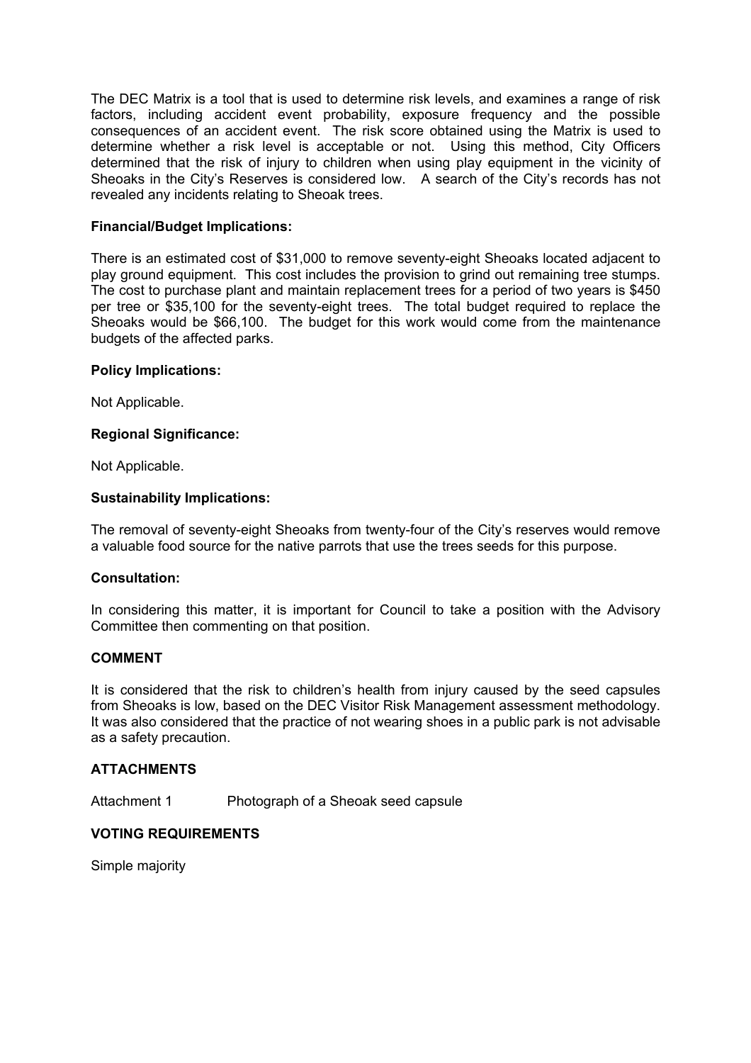The DEC Matrix is a tool that is used to determine risk levels, and examines a range of risk factors, including accident event probability, exposure frequency and the possible consequences of an accident event. The risk score obtained using the Matrix is used to determine whether a risk level is acceptable or not. Using this method, City Officers determined that the risk of injury to children when using play equipment in the vicinity of Sheoaks in the City's Reserves is considered low. A search of the City's records has not revealed any incidents relating to Sheoak trees.

**Financial/Budget Implications:**

There is an estimated cost of $31,000 to remove seventy-eight Sheoaks located adjacent to play ground equipment. This cost includes the provision to grind out remaining tree stumps. The cost to purchase plant and maintain replacement trees for a period of two years is $450 per tree or $35,100 for the seventy-eight trees. The total budget required to replace the Sheoaks would be $66,100. The budget for this work would come from the maintenance budgets of the affected parks.

**Policy Implications:**

Not Applicable.

**Regional Significance:**

Not Applicable.

**Sustainability Implications:**

The removal of seventy-eight Sheoaks from twenty-four of the City's reserves would remove a valuable food source for the native parrots that use the trees seeds for this purpose.

**Consultation:**

In considering this matter, it is important for Council to take a position with the Advisory Committee then commenting on that position.

## COMMENT

It is considered that the risk to children's health from injury caused by the seed capsules from Sheoaks is low, based on the DEC Visitor Risk Management assessment methodology. It was also considered that the practice of not wearing shoes in a public park is not advisable as a safety precaution.

## ATTACHMENTS

Attachment 1 Photograph of a Sheoak seed capsule

## VOTING REQUIREMENTS

Simple majority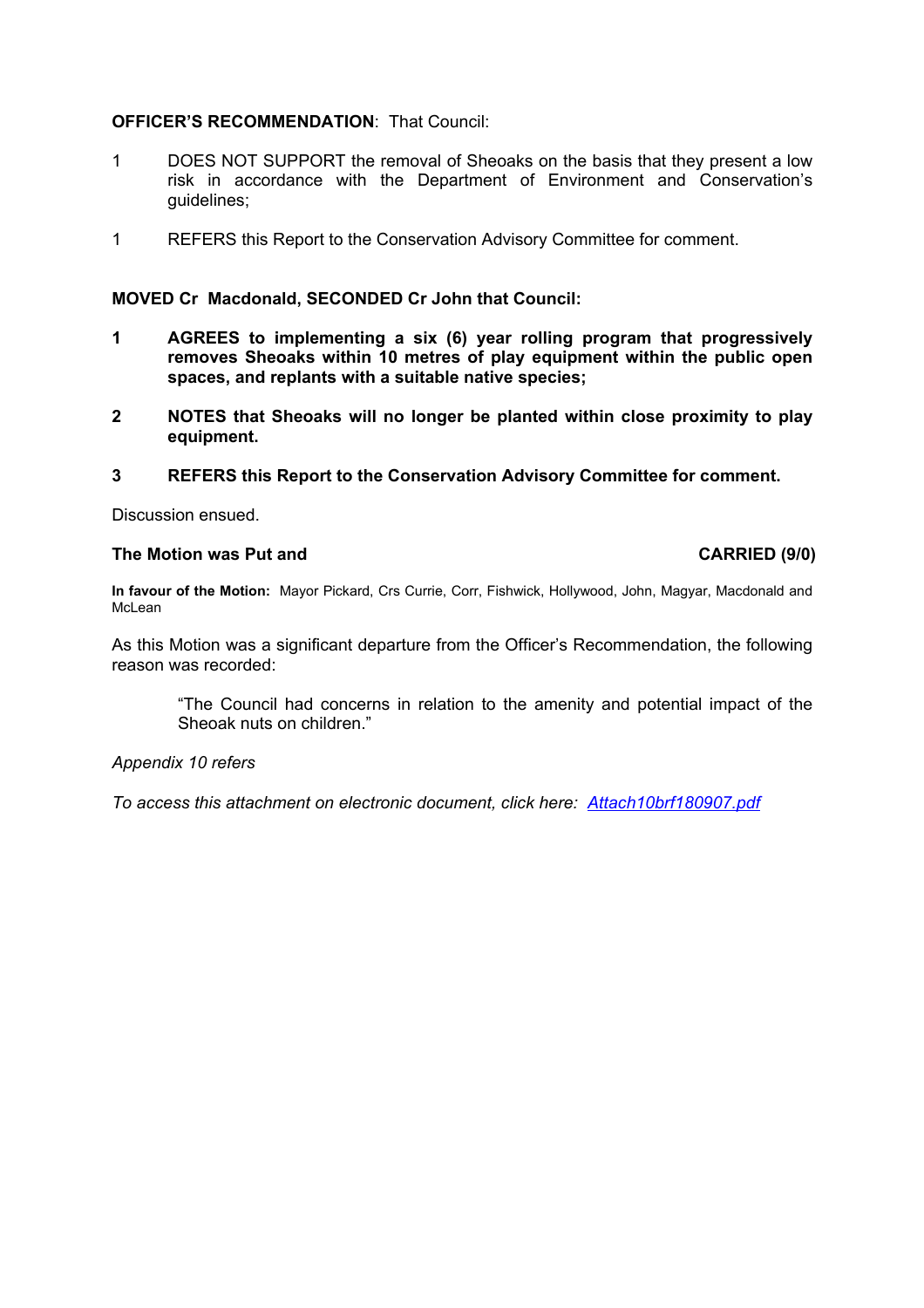**OFFICER'S RECOMMENDATION**: That Council:

1 DOES NOT SUPPORT the removal of Sheoaks on the basis that they present a low risk in accordance with the Department of Environment and Conservation's guidelines;

1 REFERS this Report to the Conservation Advisory Committee for comment.

**MOVED Cr Macdonald, SECONDED Cr John that Council:**

**1 AGREES to implementing a six (6) year rolling program that progressively removes Sheoaks within 10 metres of play equipment within the public open spaces, and replants with a suitable native species;**

**2 NOTES that Sheoaks will no longer be planted within close proximity to play equipment.**

**3 REFERS this Report to the Conservation Advisory Committee for comment.**

Discussion ensued.

**The Motion was Put and CARRIED (9/0)**

**In favour of the Motion:** Mayor Pickard, Crs Currie, Corr, Fishwick, Hollywood, John, Magyar, Macdonald and McLean

As this Motion was a significant departure from the Officer's Recommendation, the following reason was recorded:

> "The Council had concerns in relation to the amenity and potential impact of the Sheoak nuts on children."

*Appendix 10 refers*

*To access this attachment on electronic document, click here: [Attach10brf180907.pdf](Attach10brf180907.pdf)*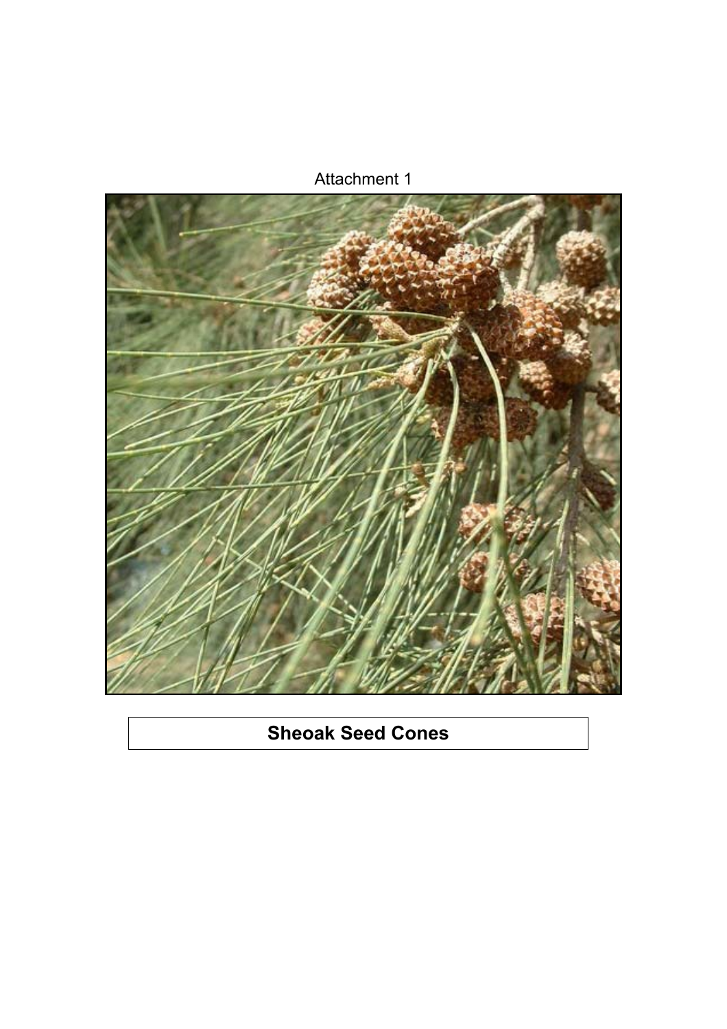Attachment 1

**Sheoak Seed Cones**